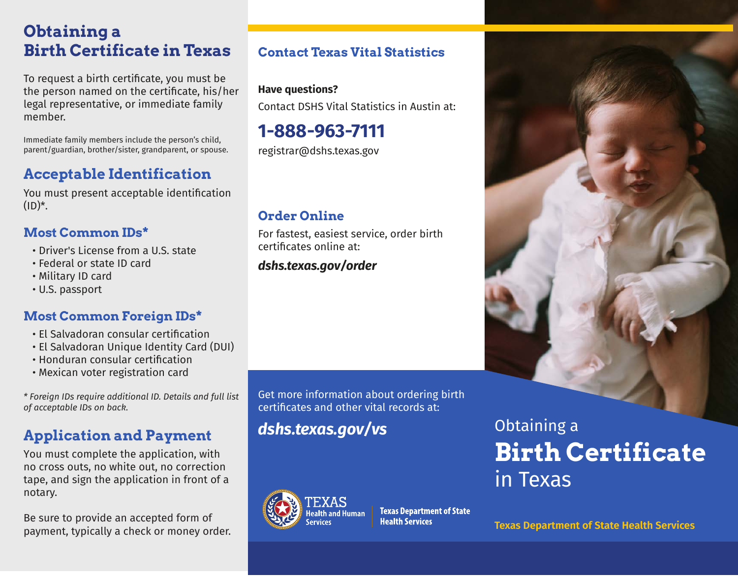# Obtaining a Birth Certificate in Texas

To request a birth certificate, you must be the person named on the certificate, his/her legal representative, or immediate family member.

Immediate family members include the person's child, parent/guardian, brother/sister, grandparent, or spouse.

## Acceptable Identification

You must present acceptable identification (ID)*.

### Most Common IDs*

- Driver's License from a U.S. state
- Federal or state ID card
- Military ID card
- U.S. passport

### Most Common Foreign IDs*

- El Salvadoran consular certification
- El Salvadoran Unique Identity Card (DUI)
- Honduran consular certification
- Mexican voter registration card

*\* Foreign IDs require additional ID. Details and full list of acceptable IDs on back.*

## Application and Payment

You must complete the application, with no cross outs, no white out, no correction tape, and sign the application in front of a notary.

Be sure to provide an accepted form of payment, typically a check or money order.

## Contact Texas Vital Statistics

**Have questions?**

Contact DSHS Vital Statistics in Austin at:

**1-888-963-7111**

registrar@dshs.texas.gov

## Order Online

For fastest, easiest service, order birth certificates online at:

***dshs.texas.gov/order***

Get more information about ordering birth certificates and other vital records at:

***dshs.texas.gov/vs***

TEXAS Health and Human Services | Texas Department of State Health Services

Obtaining a
# Birth Certificate
in Texas

**Texas Department of State Health Services**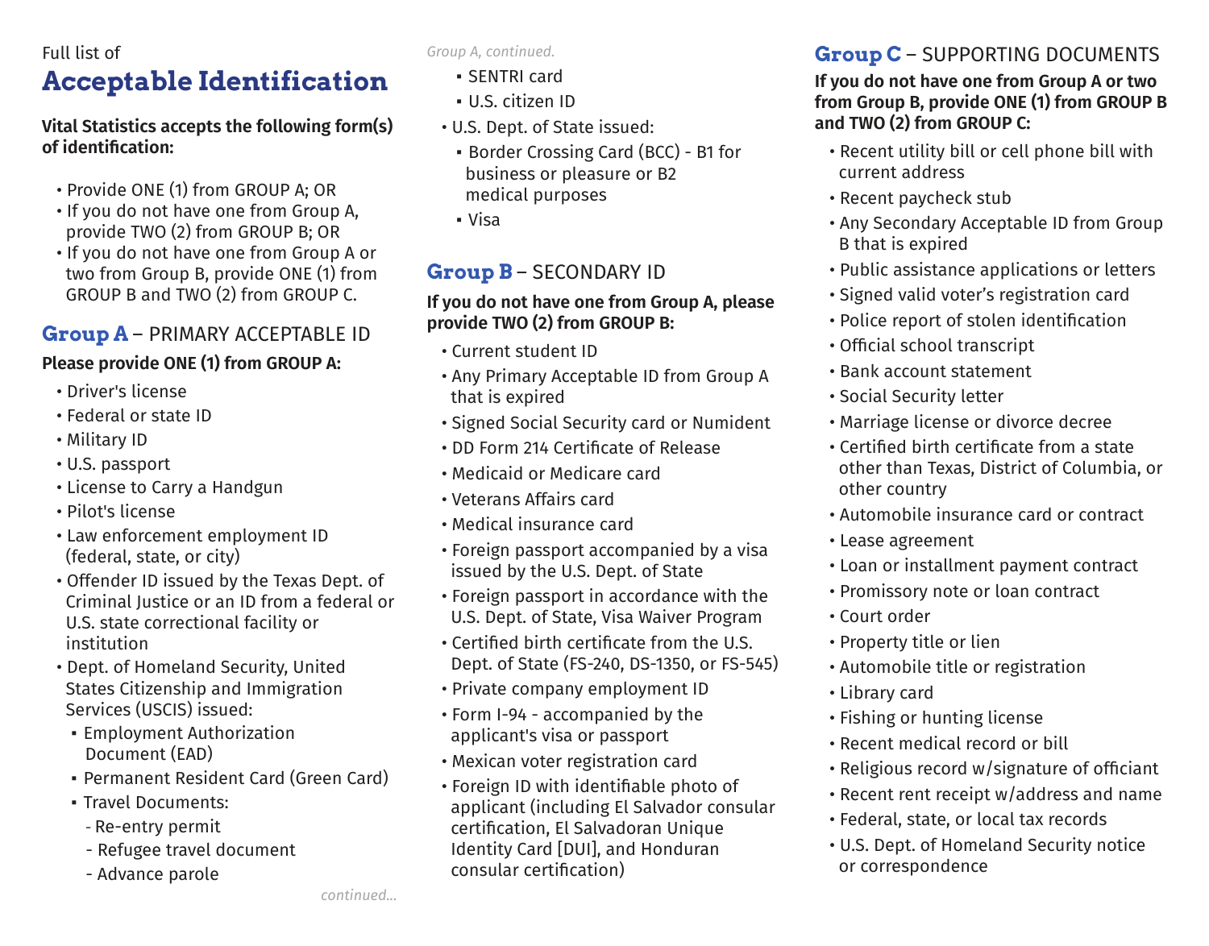Full list of

# Acceptable Identification

**Vital Statistics accepts the following form(s) of identification:**

- Provide ONE (1) from GROUP A; OR
- If you do not have one from Group A, provide TWO (2) from GROUP B; OR
- If you do not have one from Group A or two from Group B, provide ONE (1) from GROUP B and TWO (2) from GROUP C.

## Group A – PRIMARY ACCEPTABLE ID

**Please provide ONE (1) from GROUP A:**

- Driver's license
- Federal or state ID
- Military ID
- U.S. passport
- License to Carry a Handgun
- Pilot's license
- Law enforcement employment ID (federal, state, or city)
- Offender ID issued by the Texas Dept. of Criminal Justice or an ID from a federal or U.S. state correctional facility or institution
- Dept. of Homeland Security, United States Citizenship and Immigration Services (USCIS) issued:
  - Employment Authorization Document (EAD)
  - Permanent Resident Card (Green Card)
  - Travel Documents:
    - Re-entry permit
    - Refugee travel document
    - Advance parole

*continued...*

*Group A, continued.*

  - SENTRI card
  - U.S. citizen ID
- U.S. Dept. of State issued:
  - Border Crossing Card (BCC) - B1 for business or pleasure or B2 medical purposes
  - Visa

## Group B – SECONDARY ID

**If you do not have one from Group A, please provide TWO (2) from GROUP B:**

- Current student ID
- Any Primary Acceptable ID from Group A that is expired
- Signed Social Security card or Numident
- DD Form 214 Certificate of Release
- Medicaid or Medicare card
- Veterans Affairs card
- Medical insurance card
- Foreign passport accompanied by a visa issued by the U.S. Dept. of State
- Foreign passport in accordance with the U.S. Dept. of State, Visa Waiver Program
- Certified birth certificate from the U.S. Dept. of State (FS-240, DS-1350, or FS-545)
- Private company employment ID
- Form I-94 - accompanied by the applicant's visa or passport
- Mexican voter registration card
- Foreign ID with identifiable photo of applicant (including El Salvador consular certification, El Salvadoran Unique Identity Card [DUI], and Honduran consular certification)

## Group C – SUPPORTING DOCUMENTS

**If you do not have one from Group A or two from Group B, provide ONE (1) from GROUP B and TWO (2) from GROUP C:**

- Recent utility bill or cell phone bill with current address
- Recent paycheck stub
- Any Secondary Acceptable ID from Group B that is expired
- Public assistance applications or letters
- Signed valid voter's registration card
- Police report of stolen identification
- Official school transcript
- Bank account statement
- Social Security letter
- Marriage license or divorce decree
- Certified birth certificate from a state other than Texas, District of Columbia, or other country
- Automobile insurance card or contract
- Lease agreement
- Loan or installment payment contract
- Promissory note or loan contract
- Court order
- Property title or lien
- Automobile title or registration
- Library card
- Fishing or hunting license
- Recent medical record or bill
- Religious record w/signature of officiant
- Recent rent receipt w/address and name
- Federal, state, or local tax records
- U.S. Dept. of Homeland Security notice or correspondence